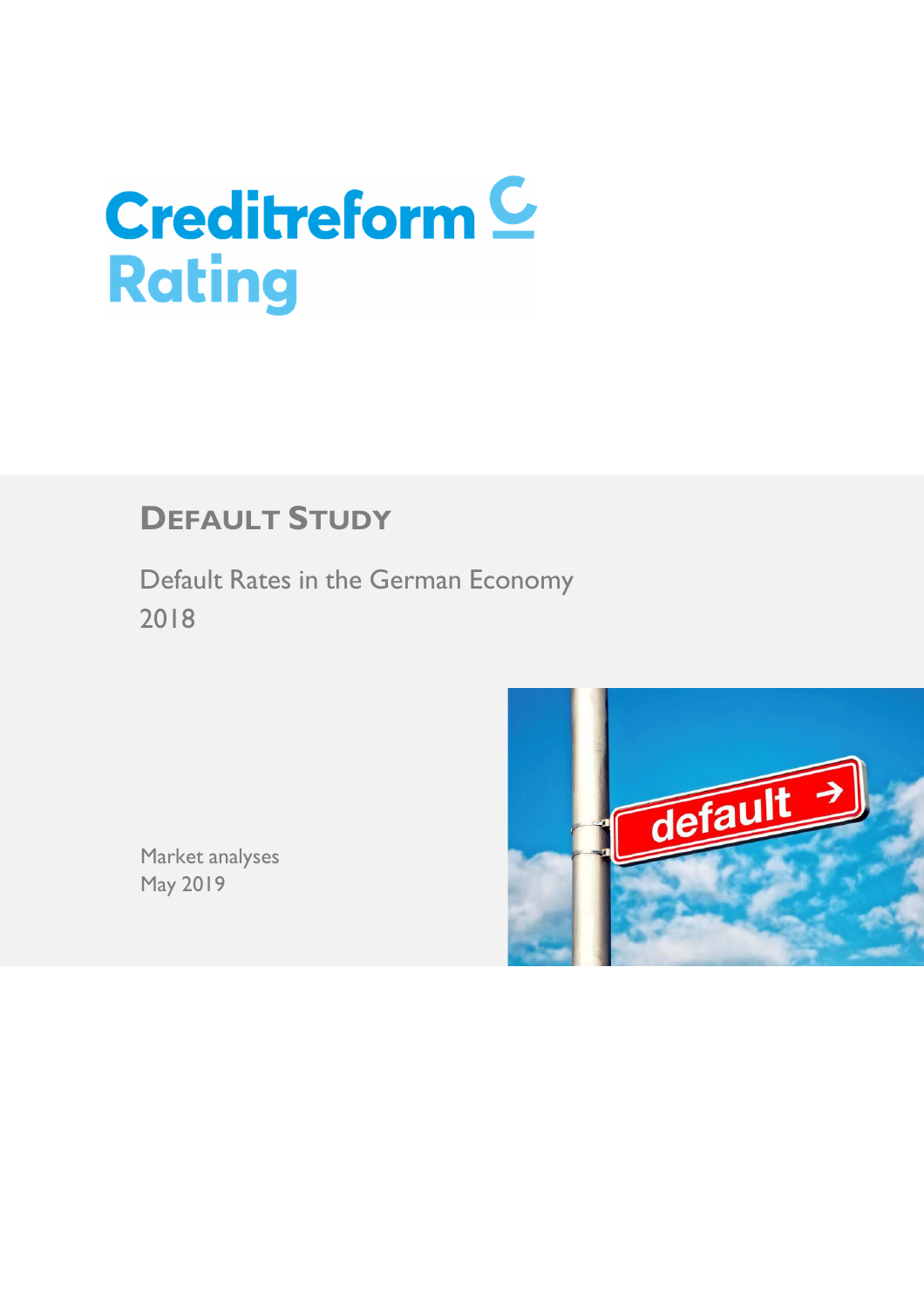Creditreform Rating

# Default Study

Default Rates in the German Economy
2018

Market analyses
May 2019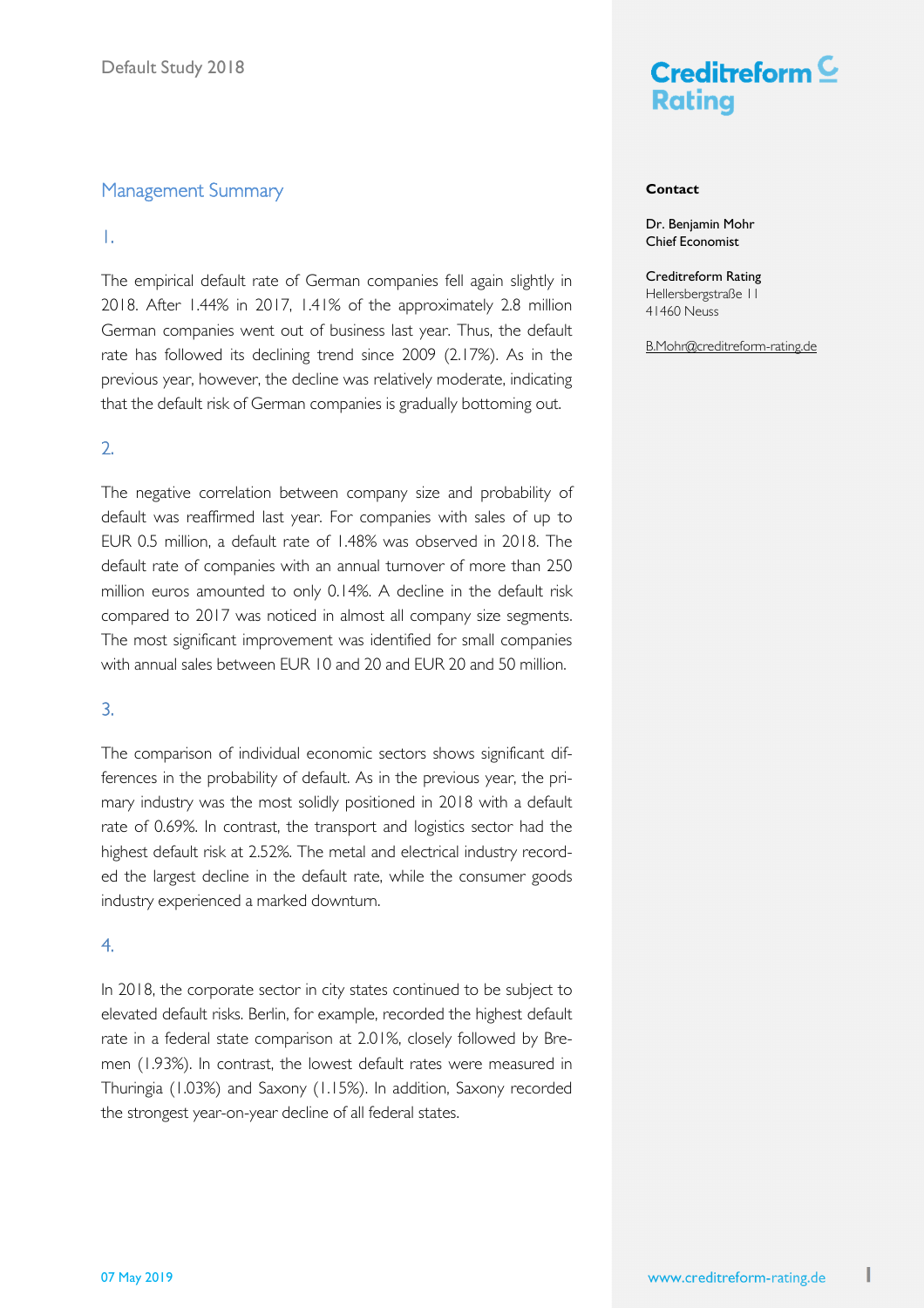## Management Summary

1.

The empirical default rate of German companies fell again slightly in 2018. After 1.44% in 2017, 1.41% of the approximately 2.8 million German companies went out of business last year. Thus, the default rate has followed its declining trend since 2009 (2.17%). As in the previous year, however, the decline was relatively moderate, indicating that the default risk of German companies is gradually bottoming out.

2.

The negative correlation between company size and probability of default was reaffirmed last year. For companies with sales of up to EUR 0.5 million, a default rate of 1.48% was observed in 2018. The default rate of companies with an annual turnover of more than 250 million euros amounted to only 0.14%. A decline in the default risk compared to 2017 was noticed in almost all company size segments. The most significant improvement was identified for small companies with annual sales between EUR 10 and 20 and EUR 20 and 50 million.

3.

The comparison of individual economic sectors shows significant differences in the probability of default. As in the previous year, the primary industry was the most solidly positioned in 2018 with a default rate of 0.69%. In contrast, the transport and logistics sector had the highest default risk at 2.52%. The metal and electrical industry recorded the largest decline in the default rate, while the consumer goods industry experienced a marked downturn.

4.

In 2018, the corporate sector in city states continued to be subject to elevated default risks. Berlin, for example, recorded the highest default rate in a federal state comparison at 2.01%, closely followed by Bremen (1.93%). In contrast, the lowest default rates were measured in Thuringia (1.03%) and Saxony (1.15%). In addition, Saxony recorded the strongest year-on-year decline of all federal states.

**Contact**

Dr. Benjamin Mohr
Chief Economist

Creditreform Rating
Hellersbergstraße 11
41460 Neuss

B.Mohr@creditreform-rating.de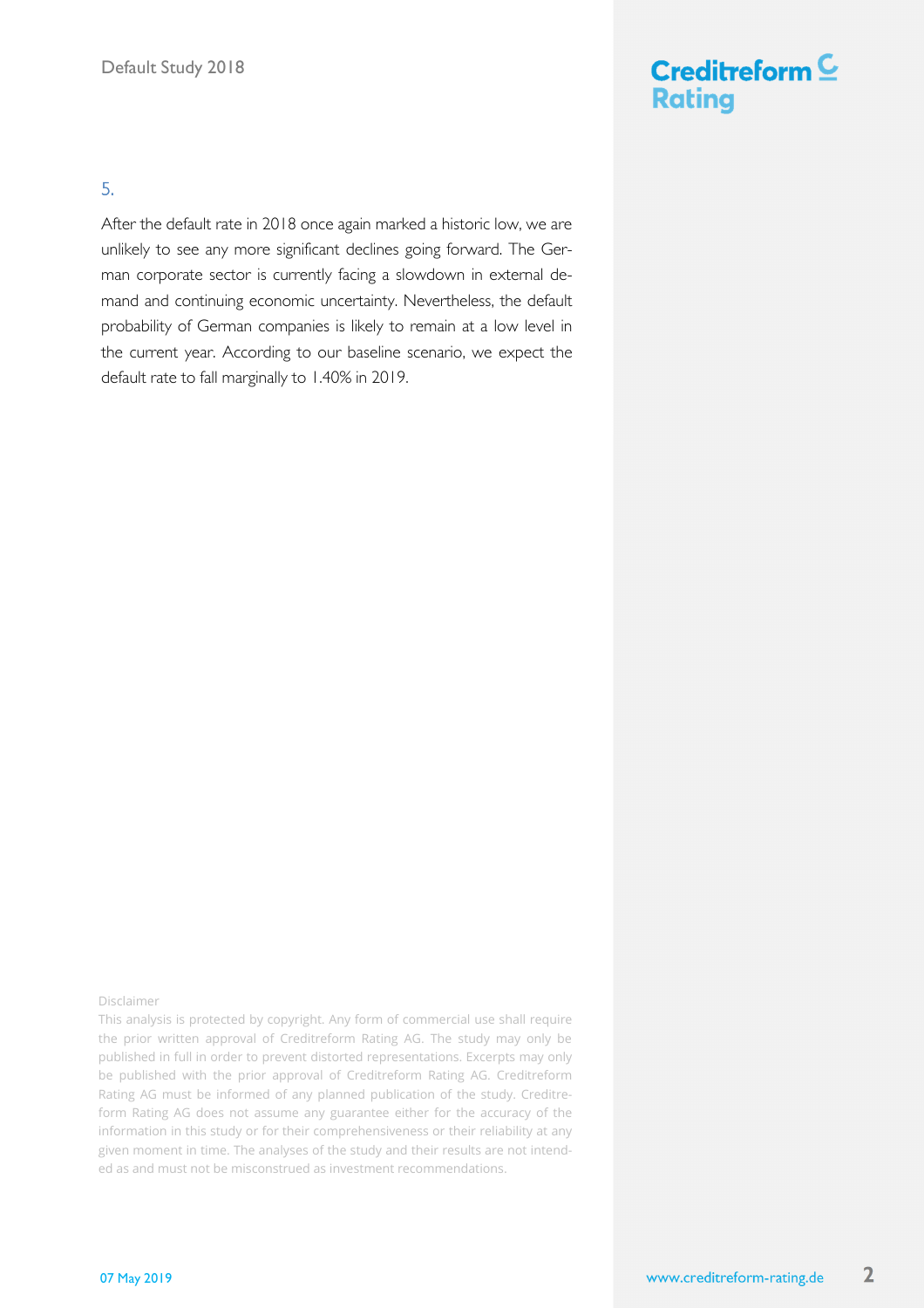5.

After the default rate in 2018 once again marked a historic low, we are unlikely to see any more significant declines going forward. The German corporate sector is currently facing a slowdown in external demand and continuing economic uncertainty. Nevertheless, the default probability of German companies is likely to remain at a low level in the current year. According to our baseline scenario, we expect the default rate to fall marginally to 1.40% in 2019.

Disclaimer

This analysis is protected by copyright. Any form of commercial use shall require the prior written approval of Creditreform Rating AG. The study may only be published in full in order to prevent distorted representations. Excerpts may only be published with the prior approval of Creditreform Rating AG. Creditreform Rating AG must be informed of any planned publication of the study. Creditreform Rating AG does not assume any guarantee either for the accuracy of the information in this study or for their comprehensiveness or their reliability at any given moment in time. The analyses of the study and their results are not intended as and must not be misconstrued as investment recommendations.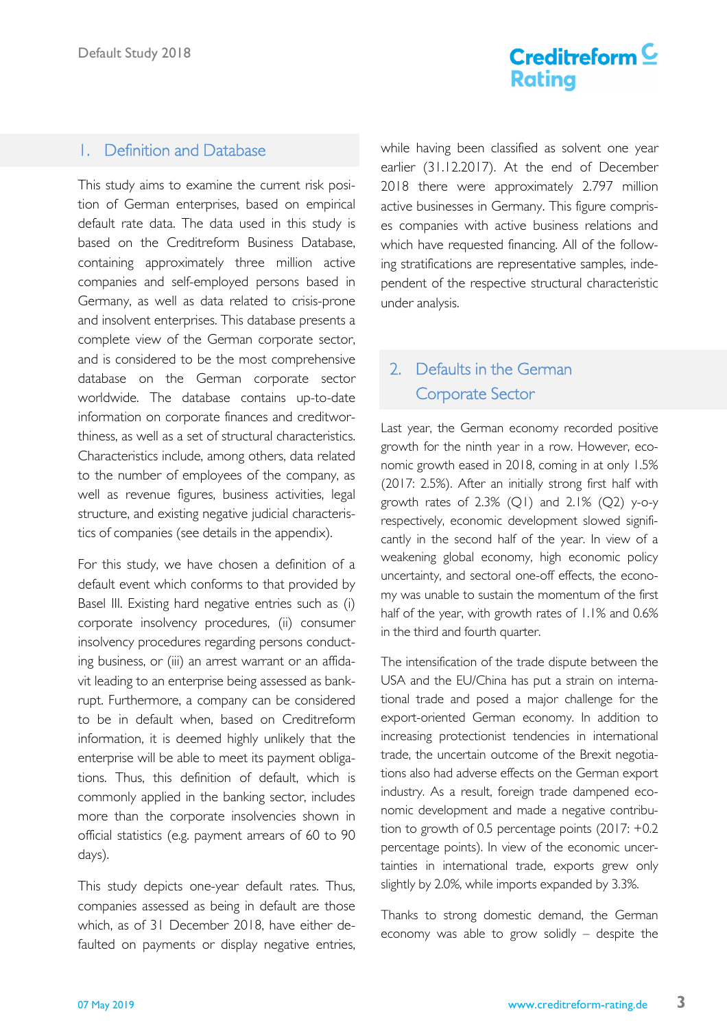## 1. Definition and Database

This study aims to examine the current risk position of German enterprises, based on empirical default rate data. The data used in this study is based on the Creditreform Business Database, containing approximately three million active companies and self-employed persons based in Germany, as well as data related to crisis-prone and insolvent enterprises. This database presents a complete view of the German corporate sector, and is considered to be the most comprehensive database on the German corporate sector worldwide. The database contains up-to-date information on corporate finances and creditworthiness, as well as a set of structural characteristics. Characteristics include, among others, data related to the number of employees of the company, as well as revenue figures, business activities, legal structure, and existing negative judicial characteristics of companies (see details in the appendix).

For this study, we have chosen a definition of a default event which conforms to that provided by Basel III. Existing hard negative entries such as (i) corporate insolvency procedures, (ii) consumer insolvency procedures regarding persons conducting business, or (iii) an arrest warrant or an affidavit leading to an enterprise being assessed as bankrupt. Furthermore, a company can be considered to be in default when, based on Creditreform information, it is deemed highly unlikely that the enterprise will be able to meet its payment obligations. Thus, this definition of default, which is commonly applied in the banking sector, includes more than the corporate insolvencies shown in official statistics (e.g. payment arrears of 60 to 90 days).

This study depicts one-year default rates. Thus, companies assessed as being in default are those which, as of 31 December 2018, have either defaulted on payments or display negative entries, while having been classified as solvent one year earlier (31.12.2017). At the end of December 2018 there were approximately 2.797 million active businesses in Germany. This figure comprises companies with active business relations and which have requested financing. All of the following stratifications are representative samples, independent of the respective structural characteristic under analysis.

## 2. Defaults in the German Corporate Sector

Last year, the German economy recorded positive growth for the ninth year in a row. However, economic growth eased in 2018, coming in at only 1.5% (2017: 2.5%). After an initially strong first half with growth rates of 2.3% (Q1) and 2.1% (Q2) y-o-y respectively, economic development slowed significantly in the second half of the year. In view of a weakening global economy, high economic policy uncertainty, and sectoral one-off effects, the economy was unable to sustain the momentum of the first half of the year, with growth rates of 1.1% and 0.6% in the third and fourth quarter.

The intensification of the trade dispute between the USA and the EU/China has put a strain on international trade and posed a major challenge for the export-oriented German economy. In addition to increasing protectionist tendencies in international trade, the uncertain outcome of the Brexit negotiations also had adverse effects on the German export industry. As a result, foreign trade dampened economic development and made a negative contribution to growth of 0.5 percentage points (2017: +0.2 percentage points). In view of the economic uncertainties in international trade, exports grew only slightly by 2.0%, while imports expanded by 3.3%.

Thanks to strong domestic demand, the German economy was able to grow solidly – despite the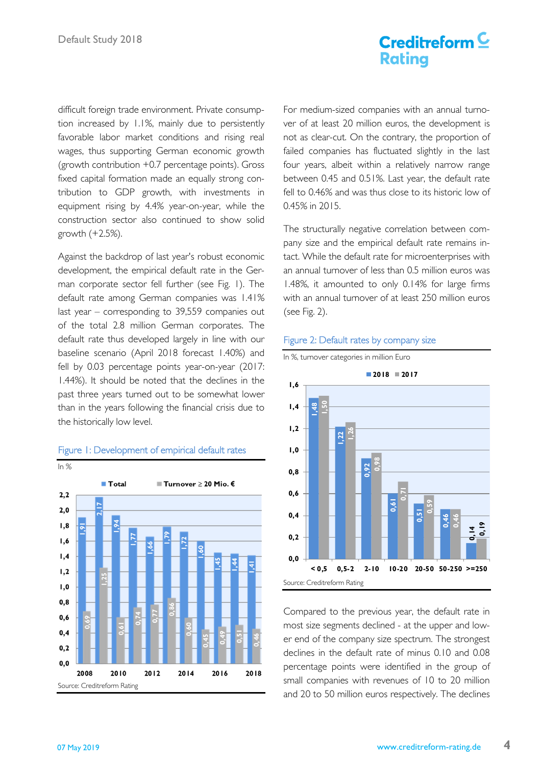difficult foreign trade environment. Private consumption increased by 1.1%, mainly due to persistently favorable labor market conditions and rising real wages, thus supporting German economic growth (growth contribution +0.7 percentage points). Gross fixed capital formation made an equally strong contribution to GDP growth, with investments in equipment rising by 4.4% year-on-year, while the construction sector also continued to show solid growth (+2.5%).

Against the backdrop of last year's robust economic development, the empirical default rate in the German corporate sector fell further (see Fig. 1). The default rate among German companies was 1.41% last year – corresponding to 39,559 companies out of the total 2.8 million German corporates. The default rate thus developed largely in line with our baseline scenario (April 2018 forecast 1.40%) and fell by 0.03 percentage points year-on-year (2017: 1.44%). It should be noted that the declines in the past three years turned out to be somewhat lower than in the years following the financial crisis due to the historically low level.

Figure 1: Development of empirical default rates

In %

| Year | Total | Turnover ≥ 20 Mio. € |
|---|---|---|
| 2008 | 1,91 | 0,69 |
| 2009 | 2,17 | 1,25 |
| 2010 | 1,94 | 0,61 |
| 2011 | 1,77 | 0,74 |
| 2012 | 1,66 | 0,77 |
| 2013 | 1,79 | 0,86 |
| 2014 | 1,72 | 0,60 |
| 2015 | 1,60 | 0,45 |
| 2016 | 1,45 | 0,49 |
| 2017 | 1,44 | 0,51 |
| 2018 | 1,41 | 0,46 |

Source: Creditreform Rating

For medium-sized companies with an annual turnover of at least 20 million euros, the development is not as clear-cut. On the contrary, the proportion of failed companies has fluctuated slightly in the last four years, albeit within a relatively narrow range between 0.45 and 0.51%. Last year, the default rate fell to 0.46% and was thus close to its historic low of 0.45% in 2015.

The structurally negative correlation between company size and the empirical default rate remains intact. While the default rate for microenterprises with an annual turnover of less than 0.5 million euros was 1.48%, it amounted to only 0.14% for large firms with an annual turnover of at least 250 million euros (see Fig. 2).

Figure 2: Default rates by company size

In %, turnover categories in million Euro

| Turnover | 2018 | 2017 |
|---|---|---|
| < 0,5 | 1,48 | 1,50 |
| 0,5-2 | 1,22 | 1,26 |
| 2-10 | 0,92 | 0,98 |
| 10-20 | 0,61 | 0,71 |
| 20-50 | 0,51 | 0,59 |
| 50-250 | 0,46 | 0,46 |
| >=250 | 0,14 | 0,19 |

Source: Creditreform Rating

Compared to the previous year, the default rate in most size segments declined - at the upper and lower end of the company size spectrum. The strongest declines in the default rate of minus 0.10 and 0.08 percentage points were identified in the group of small companies with revenues of 10 to 20 million and 20 to 50 million euros respectively. The declines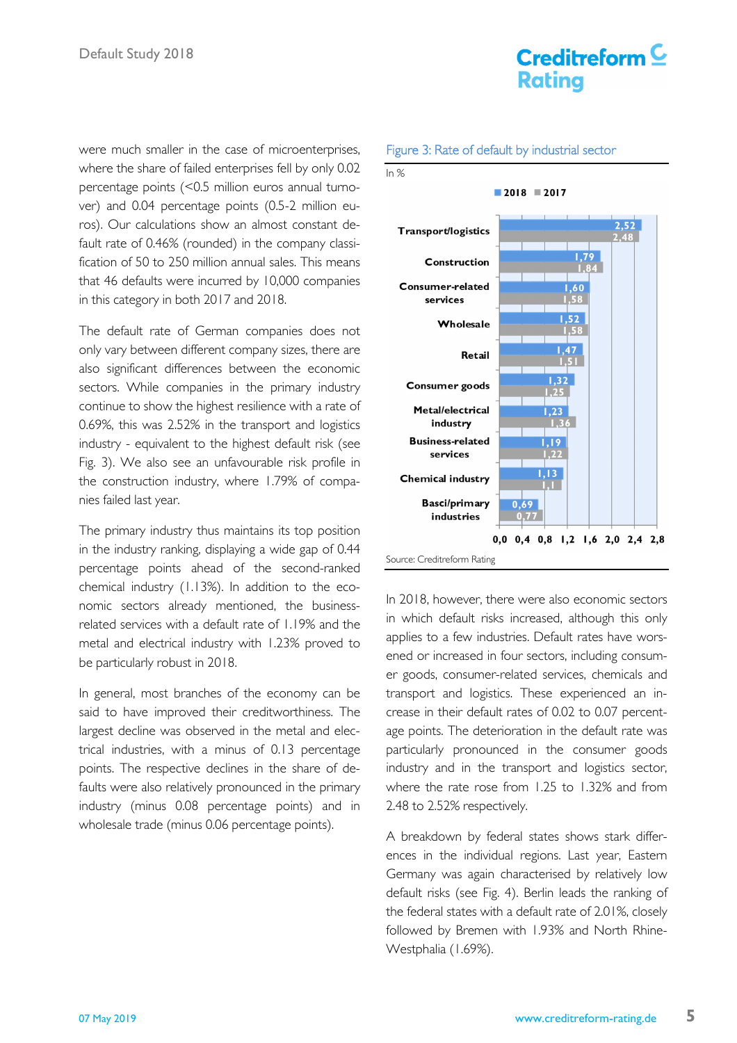were much smaller in the case of microenterprises, where the share of failed enterprises fell by only 0.02 percentage points (<0.5 million euros annual turnover) and 0.04 percentage points (0.5-2 million euros). Our calculations show an almost constant default rate of 0.46% (rounded) in the company classification of 50 to 250 million annual sales. This means that 46 defaults were incurred by 10,000 companies in this category in both 2017 and 2018.

The default rate of German companies does not only vary between different company sizes, there are also significant differences between the economic sectors. While companies in the primary industry continue to show the highest resilience with a rate of 0.69%, this was 2.52% in the transport and logistics industry - equivalent to the highest default risk (see Fig. 3). We also see an unfavourable risk profile in the construction industry, where 1.79% of companies failed last year.

The primary industry thus maintains its top position in the industry ranking, displaying a wide gap of 0.44 percentage points ahead of the second-ranked chemical industry (1.13%). In addition to the economic sectors already mentioned, the business-related services with a default rate of 1.19% and the metal and electrical industry with 1.23% proved to be particularly robust in 2018.

In general, most branches of the economy can be said to have improved their creditworthiness. The largest decline was observed in the metal and electrical industries, with a minus of 0.13 percentage points. The respective declines in the share of defaults were also relatively pronounced in the primary industry (minus 0.08 percentage points) and in wholesale trade (minus 0.06 percentage points).

Figure 3: Rate of default by industrial sector

In %

| Sector | 2018 | 2017 |
|---|---|---|
| Transport/logistics | 2,52 | 2,48 |
| Construction | 1,79 | 1,84 |
| Consumer-related services | 1,60 | 1,58 |
| Wholesale | 1,52 | 1,58 |
| Retail | 1,47 | 1,51 |
| Consumer goods | 1,32 | 1,25 |
| Metal/electrical industry | 1,23 | 1,36 |
| Business-related services | 1,19 | 1,22 |
| Chemical industry | 1,13 | 1,1 |
| Basci/primary industries | 0,69 | 0,77 |

Source: Creditreform Rating

In 2018, however, there were also economic sectors in which default risks increased, although this only applies to a few industries. Default rates have worsened or increased in four sectors, including consumer goods, consumer-related services, chemicals and transport and logistics. These experienced an increase in their default rates of 0.02 to 0.07 percentage points. The deterioration in the default rate was particularly pronounced in the consumer goods industry and in the transport and logistics sector, where the rate rose from 1.25 to 1.32% and from 2.48 to 2.52% respectively.

A breakdown by federal states shows stark differences in the individual regions. Last year, Eastern Germany was again characterised by relatively low default risks (see Fig. 4). Berlin leads the ranking of the federal states with a default rate of 2.01%, closely followed by Bremen with 1.93% and North Rhine-Westphalia (1.69%).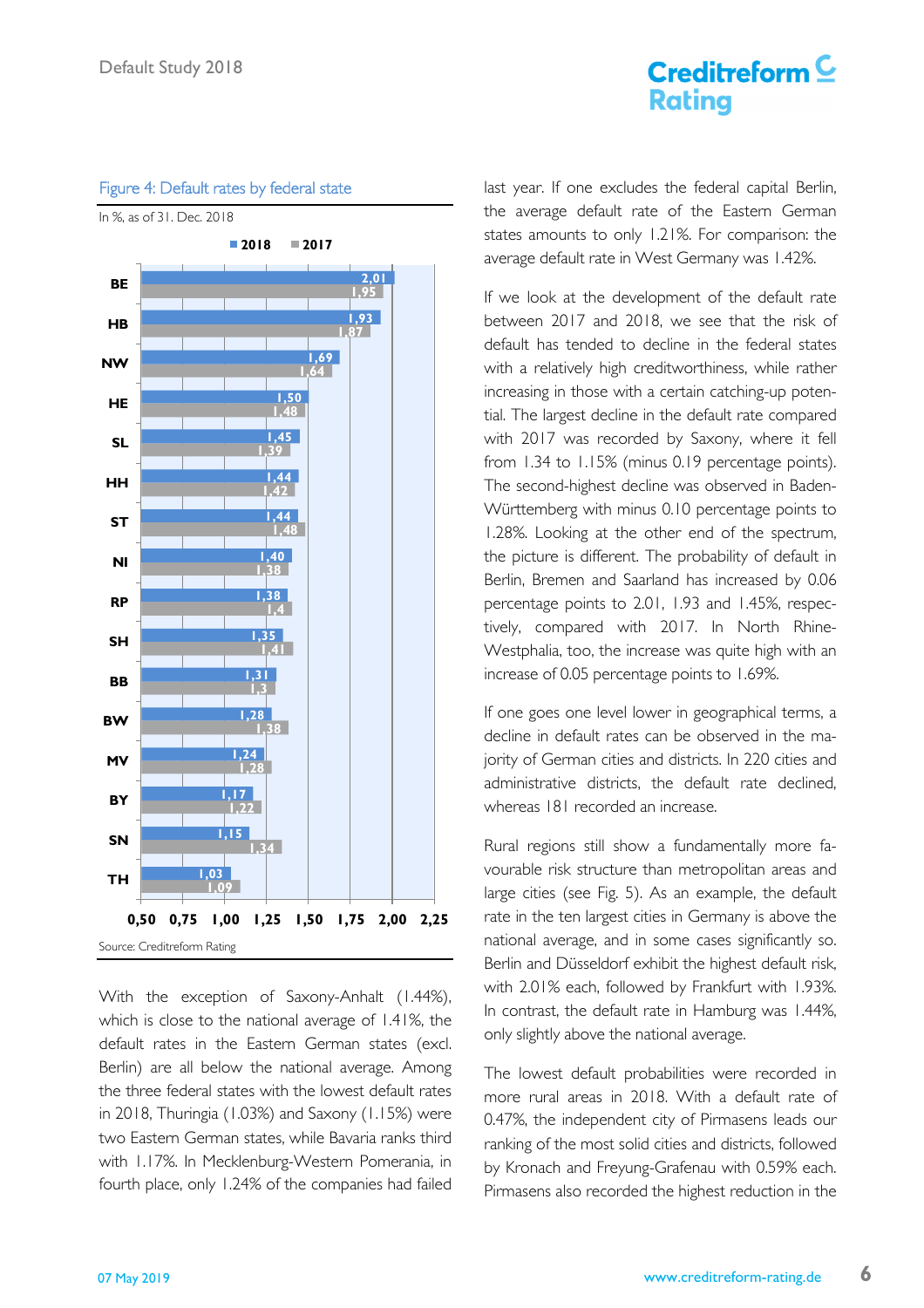Figure 4: Default rates by federal state

In %, as of 31. Dec. 2018

| State | 2018 | 2017 |
|---|---|---|
| BE | 2,01 | 1,95 |
| HB | 1,93 | 1,87 |
| NW | 1,69 | 1,64 |
| HE | 1,50 | 1,48 |
| SL | 1,45 | 1,39 |
| HH | 1,44 | 1,42 |
| ST | 1,44 | 1,48 |
| NI | 1,40 | 1,38 |
| RP | 1,38 | 1,4 |
| SH | 1,35 | 1,41 |
| BB | 1,31 | 1,3 |
| BW | 1,28 | 1,38 |
| MV | 1,24 | 1,28 |
| BY | 1,17 | 1,22 |
| SN | 1,15 | 1,34 |
| TH | 1,03 | 1,09 |

Source: Creditreform Rating

With the exception of Saxony-Anhalt (1.44%), which is close to the national average of 1.41%, the default rates in the Eastern German states (excl. Berlin) are all below the national average. Among the three federal states with the lowest default rates in 2018, Thuringia (1.03%) and Saxony (1.15%) were two Eastern German states, while Bavaria ranks third with 1.17%. In Mecklenburg-Western Pomerania, in fourth place, only 1.24% of the companies had failed last year. If one excludes the federal capital Berlin, the average default rate of the Eastern German states amounts to only 1.21%. For comparison: the average default rate in West Germany was 1.42%.

If we look at the development of the default rate between 2017 and 2018, we see that the risk of default has tended to decline in the federal states with a relatively high creditworthiness, while rather increasing in those with a certain catching-up potential. The largest decline in the default rate compared with 2017 was recorded by Saxony, where it fell from 1.34 to 1.15% (minus 0.19 percentage points). The second-highest decline was observed in Baden-Württemberg with minus 0.10 percentage points to 1.28%. Looking at the other end of the spectrum, the picture is different. The probability of default in Berlin, Bremen and Saarland has increased by 0.06 percentage points to 2.01, 1.93 and 1.45%, respectively, compared with 2017. In North Rhine-Westphalia, too, the increase was quite high with an increase of 0.05 percentage points to 1.69%.

If one goes one level lower in geographical terms, a decline in default rates can be observed in the majority of German cities and districts. In 220 cities and administrative districts, the default rate declined, whereas 181 recorded an increase.

Rural regions still show a fundamentally more favourable risk structure than metropolitan areas and large cities (see Fig. 5). As an example, the default rate in the ten largest cities in Germany is above the national average, and in some cases significantly so. Berlin and Düsseldorf exhibit the highest default risk, with 2.01% each, followed by Frankfurt with 1.93%. In contrast, the default rate in Hamburg was 1.44%, only slightly above the national average.

The lowest default probabilities were recorded in more rural areas in 2018. With a default rate of 0.47%, the independent city of Pirmasens leads our ranking of the most solid cities and districts, followed by Kronach and Freyung-Grafenau with 0.59% each. Pirmasens also recorded the highest reduction in the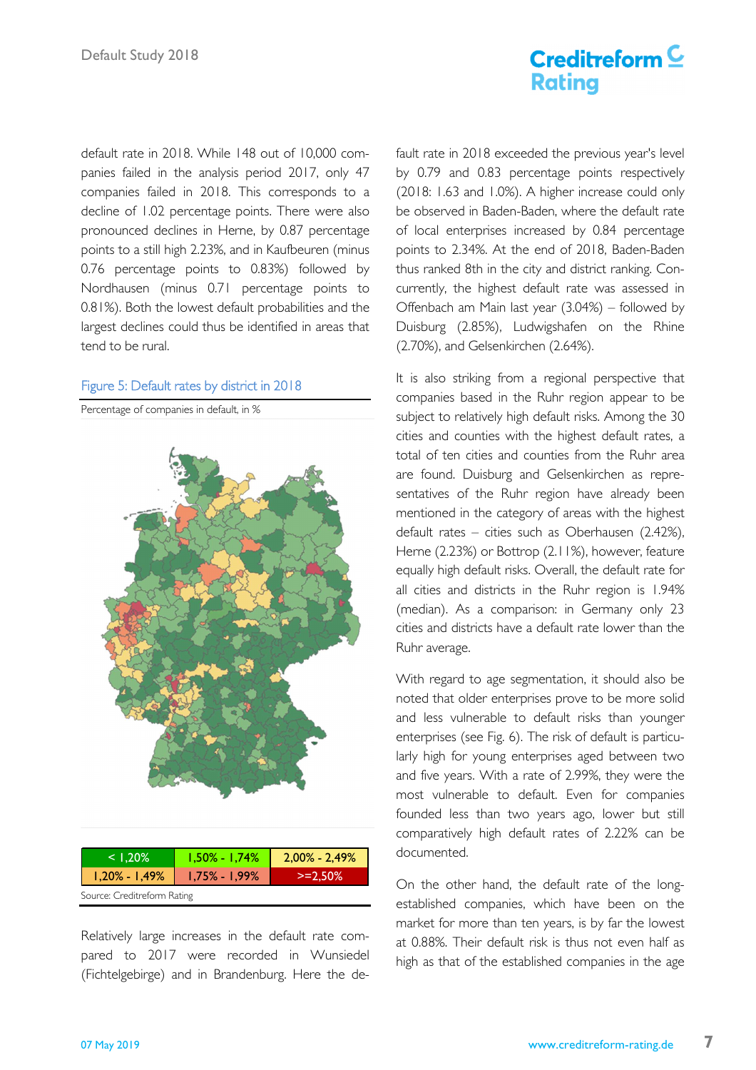default rate in 2018. While 148 out of 10,000 companies failed in the analysis period 2017, only 47 companies failed in 2018. This corresponds to a decline of 1.02 percentage points. There were also pronounced declines in Herne, by 0.87 percentage points to a still high 2.23%, and in Kaufbeuren (minus 0.76 percentage points to 0.83%) followed by Nordhausen (minus 0.71 percentage points to 0.81%). Both the lowest default probabilities and the largest declines could thus be identified in areas that tend to be rural.

Figure 5: Default rates by district in 2018

Percentage of companies in default, in %

| < 1,20% | 1,50% - 1,74% | 2,00% - 2,49% |
|---|---|---|
| 1,20% - 1,49% | 1,75% - 1,99% | >=2,50% |

Source: Creditreform Rating

Relatively large increases in the default rate compared to 2017 were recorded in Wunsiedel (Fichtelgebirge) and in Brandenburg. Here the default rate in 2018 exceeded the previous year's level by 0.79 and 0.83 percentage points respectively (2018: 1.63 and 1.0%). A higher increase could only be observed in Baden-Baden, where the default rate of local enterprises increased by 0.84 percentage points to 2.34%. At the end of 2018, Baden-Baden thus ranked 8th in the city and district ranking. Concurrently, the highest default rate was assessed in Offenbach am Main last year (3.04%) – followed by Duisburg (2.85%), Ludwigshafen on the Rhine (2.70%), and Gelsenkirchen (2.64%).

It is also striking from a regional perspective that companies based in the Ruhr region appear to be subject to relatively high default risks. Among the 30 cities and counties with the highest default rates, a total of ten cities and counties from the Ruhr area are found. Duisburg and Gelsenkirchen as representatives of the Ruhr region have already been mentioned in the category of areas with the highest default rates – cities such as Oberhausen (2.42%), Herne (2.23%) or Bottrop (2.11%), however, feature equally high default risks. Overall, the default rate for all cities and districts in the Ruhr region is 1.94% (median). As a comparison: in Germany only 23 cities and districts have a default rate lower than the Ruhr average.

With regard to age segmentation, it should also be noted that older enterprises prove to be more solid and less vulnerable to default risks than younger enterprises (see Fig. 6). The risk of default is particularly high for young enterprises aged between two and five years. With a rate of 2.99%, they were the most vulnerable to default. Even for companies founded less than two years ago, lower but still comparatively high default rates of 2.22% can be documented.

On the other hand, the default rate of the long-established companies, which have been on the market for more than ten years, is by far the lowest at 0.88%. Their default risk is thus not even half as high as that of the established companies in the age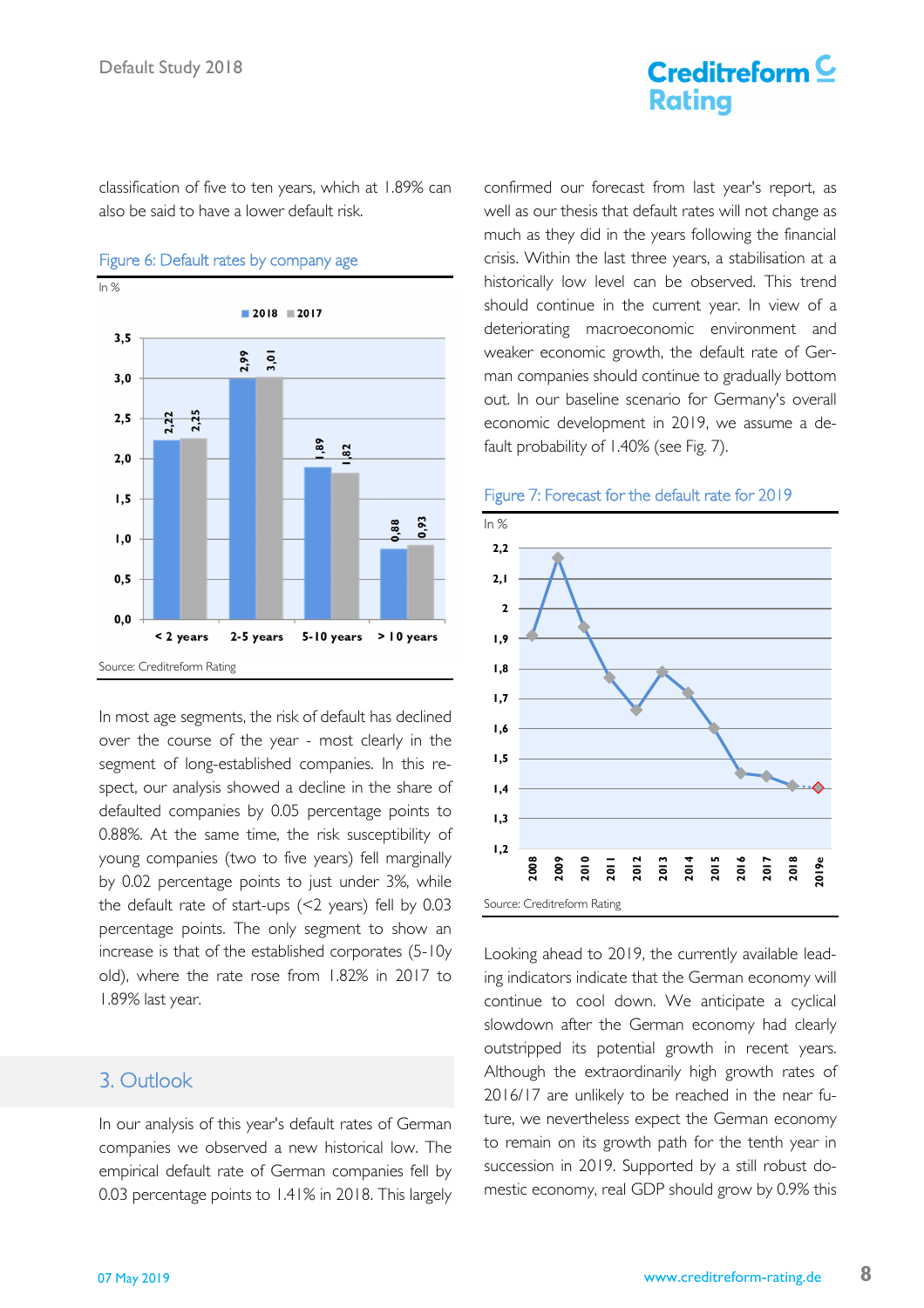classification of five to ten years, which at 1.89% can also be said to have a lower default risk.

Figure 6: Default rates by company age

In %

| | 2018 | 2017 |
|---|---|---|
| < 2 years | 2,22 | 2,25 |
| 2-5 years | 2,99 | 3,01 |
| 5-10 years | 1,89 | 1,82 |
| > 10 years | 0,88 | 0,93 |

Source: Creditreform Rating

In most age segments, the risk of default has declined over the course of the year - most clearly in the segment of long-established companies. In this respect, our analysis showed a decline in the share of defaulted companies by 0.05 percentage points to 0.88%. At the same time, the risk susceptibility of young companies (two to five years) fell marginally by 0.02 percentage points to just under 3%, while the default rate of start-ups (<2 years) fell by 0.03 percentage points. The only segment to show an increase is that of the established corporates (5-10y old), where the rate rose from 1.82% in 2017 to 1.89% last year.

## 3. Outlook

In our analysis of this year's default rates of German companies we observed a new historical low. The empirical default rate of German companies fell by 0.03 percentage points to 1.41% in 2018. This largely confirmed our forecast from last year's report, as well as our thesis that default rates will not change as much as they did in the years following the financial crisis. Within the last three years, a stabilisation at a historically low level can be observed. This trend should continue in the current year. In view of a deteriorating macroeconomic environment and weaker economic growth, the default rate of German companies should continue to gradually bottom out. In our baseline scenario for Germany's overall economic development in 2019, we assume a default probability of 1.40% (see Fig. 7).

Figure 7: Forecast for the default rate for 2019

In %

Source: Creditreform Rating

Looking ahead to 2019, the currently available leading indicators indicate that the German economy will continue to cool down. We anticipate a cyclical slowdown after the German economy had clearly outstripped its potential growth in recent years. Although the extraordinarily high growth rates of 2016/17 are unlikely to be reached in the near future, we nevertheless expect the German economy to remain on its growth path for the tenth year in succession in 2019. Supported by a still robust domestic economy, real GDP should grow by 0.9% this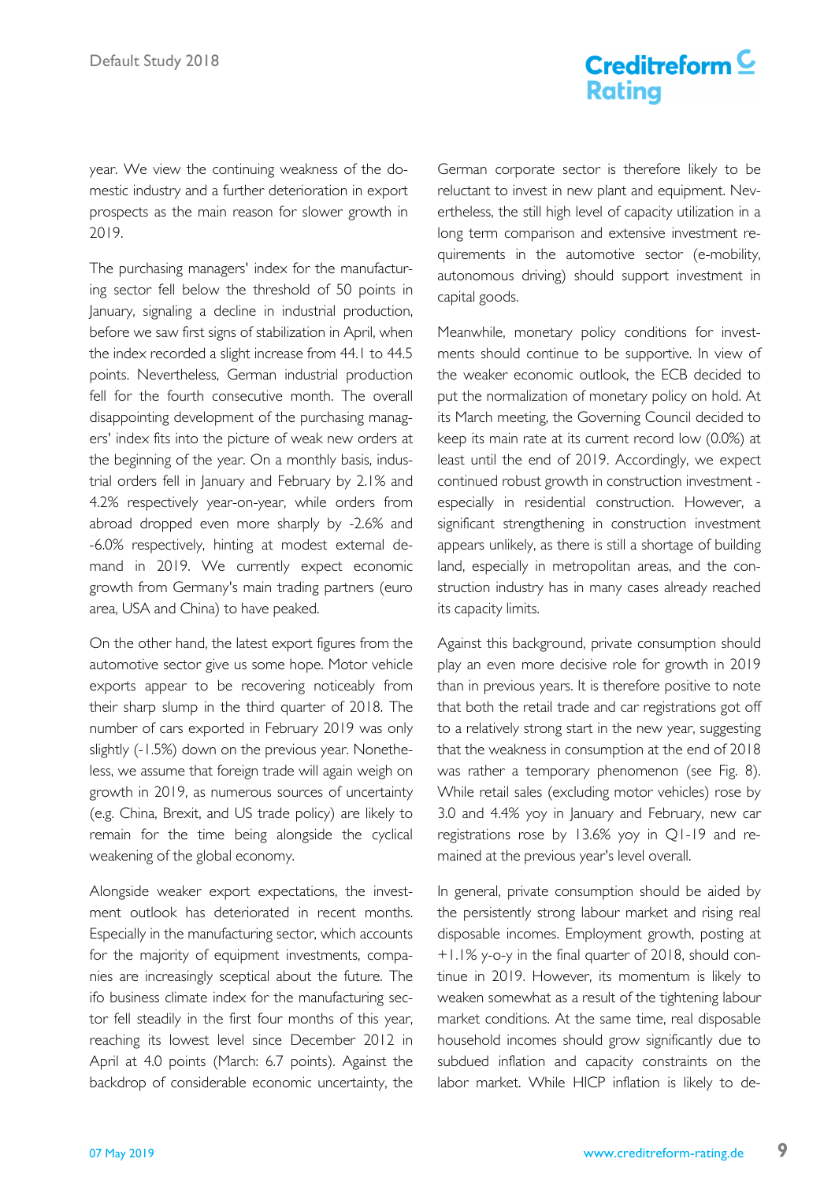year. We view the continuing weakness of the domestic industry and a further deterioration in export prospects as the main reason for slower growth in 2019.

The purchasing managers' index for the manufacturing sector fell below the threshold of 50 points in January, signaling a decline in industrial production, before we saw first signs of stabilization in April, when the index recorded a slight increase from 44.1 to 44.5 points. Nevertheless, German industrial production fell for the fourth consecutive month. The overall disappointing development of the purchasing managers' index fits into the picture of weak new orders at the beginning of the year. On a monthly basis, industrial orders fell in January and February by 2.1% and 4.2% respectively year-on-year, while orders from abroad dropped even more sharply by -2.6% and -6.0% respectively, hinting at modest external demand in 2019. We currently expect economic growth from Germany's main trading partners (euro area, USA and China) to have peaked.

On the other hand, the latest export figures from the automotive sector give us some hope. Motor vehicle exports appear to be recovering noticeably from their sharp slump in the third quarter of 2018. The number of cars exported in February 2019 was only slightly (-1.5%) down on the previous year. Nonetheless, we assume that foreign trade will again weigh on growth in 2019, as numerous sources of uncertainty (e.g. China, Brexit, and US trade policy) are likely to remain for the time being alongside the cyclical weakening of the global economy.

Alongside weaker export expectations, the investment outlook has deteriorated in recent months. Especially in the manufacturing sector, which accounts for the majority of equipment investments, companies are increasingly sceptical about the future. The ifo business climate index for the manufacturing sector fell steadily in the first four months of this year, reaching its lowest level since December 2012 in April at 4.0 points (March: 6.7 points). Against the backdrop of considerable economic uncertainty, the German corporate sector is therefore likely to be reluctant to invest in new plant and equipment. Nevertheless, the still high level of capacity utilization in a long term comparison and extensive investment requirements in the automotive sector (e-mobility, autonomous driving) should support investment in capital goods.

Meanwhile, monetary policy conditions for investments should continue to be supportive. In view of the weaker economic outlook, the ECB decided to put the normalization of monetary policy on hold. At its March meeting, the Governing Council decided to keep its main rate at its current record low (0.0%) at least until the end of 2019. Accordingly, we expect continued robust growth in construction investment - especially in residential construction. However, a significant strengthening in construction investment appears unlikely, as there is still a shortage of building land, especially in metropolitan areas, and the construction industry has in many cases already reached its capacity limits.

Against this background, private consumption should play an even more decisive role for growth in 2019 than in previous years. It is therefore positive to note that both the retail trade and car registrations got off to a relatively strong start in the new year, suggesting that the weakness in consumption at the end of 2018 was rather a temporary phenomenon (see Fig. 8). While retail sales (excluding motor vehicles) rose by 3.0 and 4.4% yoy in January and February, new car registrations rose by 13.6% yoy in Q1-19 and remained at the previous year's level overall.

In general, private consumption should be aided by the persistently strong labour market and rising real disposable incomes. Employment growth, posting at +1.1% y-o-y in the final quarter of 2018, should continue in 2019. However, its momentum is likely to weaken somewhat as a result of the tightening labour market conditions. At the same time, real disposable household incomes should grow significantly due to subdued inflation and capacity constraints on the labor market. While HICP inflation is likely to de-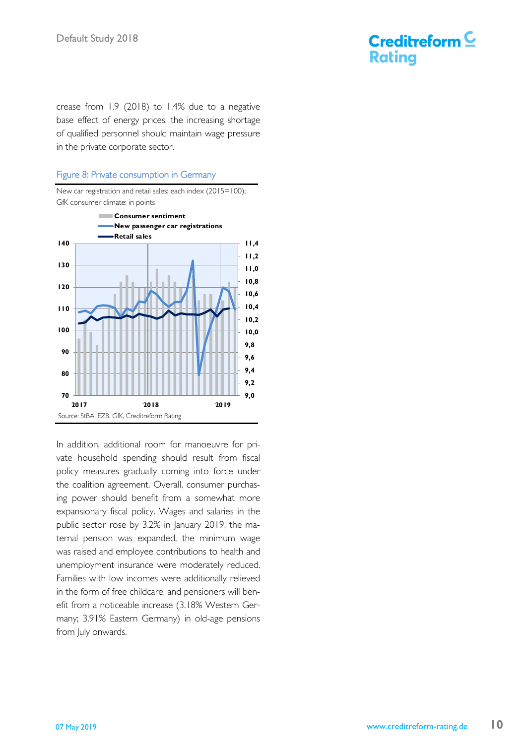crease from 1.9 (2018) to 1.4% due to a negative base effect of energy prices, the increasing shortage of qualified personnel should maintain wage pressure in the private corporate sector.

Figure 8: Private consumption in Germany

New car registration and retail sales: each index (2015=100); GfK consumer climate: in points

Source: StBA, EZB, GfK, Creditreform Rating

In addition, additional room for manoeuvre for private household spending should result from fiscal policy measures gradually coming into force under the coalition agreement. Overall, consumer purchasing power should benefit from a somewhat more expansionary fiscal policy. Wages and salaries in the public sector rose by 3.2% in January 2019, the maternal pension was expanded, the minimum wage was raised and employee contributions to health and unemployment insurance were moderately reduced. Families with low incomes were additionally relieved in the form of free childcare, and pensioners will benefit from a noticeable increase (3.18% Western Germany; 3.91% Eastern Germany) in old-age pensions from July onwards.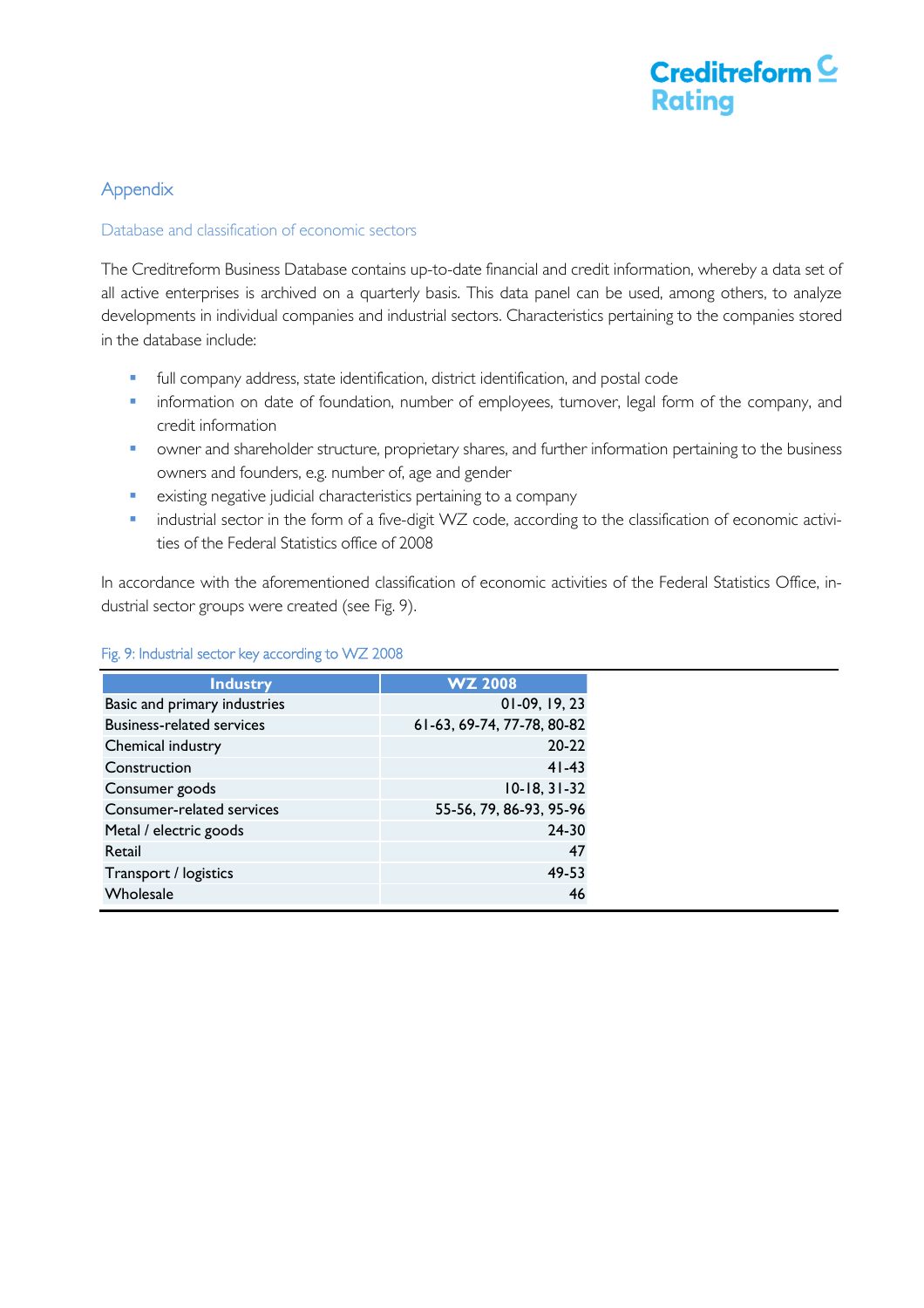## Appendix

### Database and classification of economic sectors

The Creditreform Business Database contains up-to-date financial and credit information, whereby a data set of all active enterprises is archived on a quarterly basis. This data panel can be used, among others, to analyze developments in individual companies and industrial sectors. Characteristics pertaining to the companies stored in the database include:

- full company address, state identification, district identification, and postal code
- information on date of foundation, number of employees, turnover, legal form of the company, and credit information
- owner and shareholder structure, proprietary shares, and further information pertaining to the business owners and founders, e.g. number of, age and gender
- existing negative judicial characteristics pertaining to a company
- industrial sector in the form of a five-digit WZ code, according to the classification of economic activities of the Federal Statistics office of 2008

In accordance with the aforementioned classification of economic activities of the Federal Statistics Office, industrial sector groups were created (see Fig. 9).

Fig. 9: Industrial sector key according to WZ 2008

| Industry | WZ 2008 |
|---|---|
| Basic and primary industries | 01-09, 19, 23 |
| Business-related services | 61-63, 69-74, 77-78, 80-82 |
| Chemical industry | 20-22 |
| Construction | 41-43 |
| Consumer goods | 10-18, 31-32 |
| Consumer-related services | 55-56, 79, 86-93, 95-96 |
| Metal / electric goods | 24-30 |
| Retail | 47 |
| Transport / logistics | 49-53 |
| Wholesale | 46 |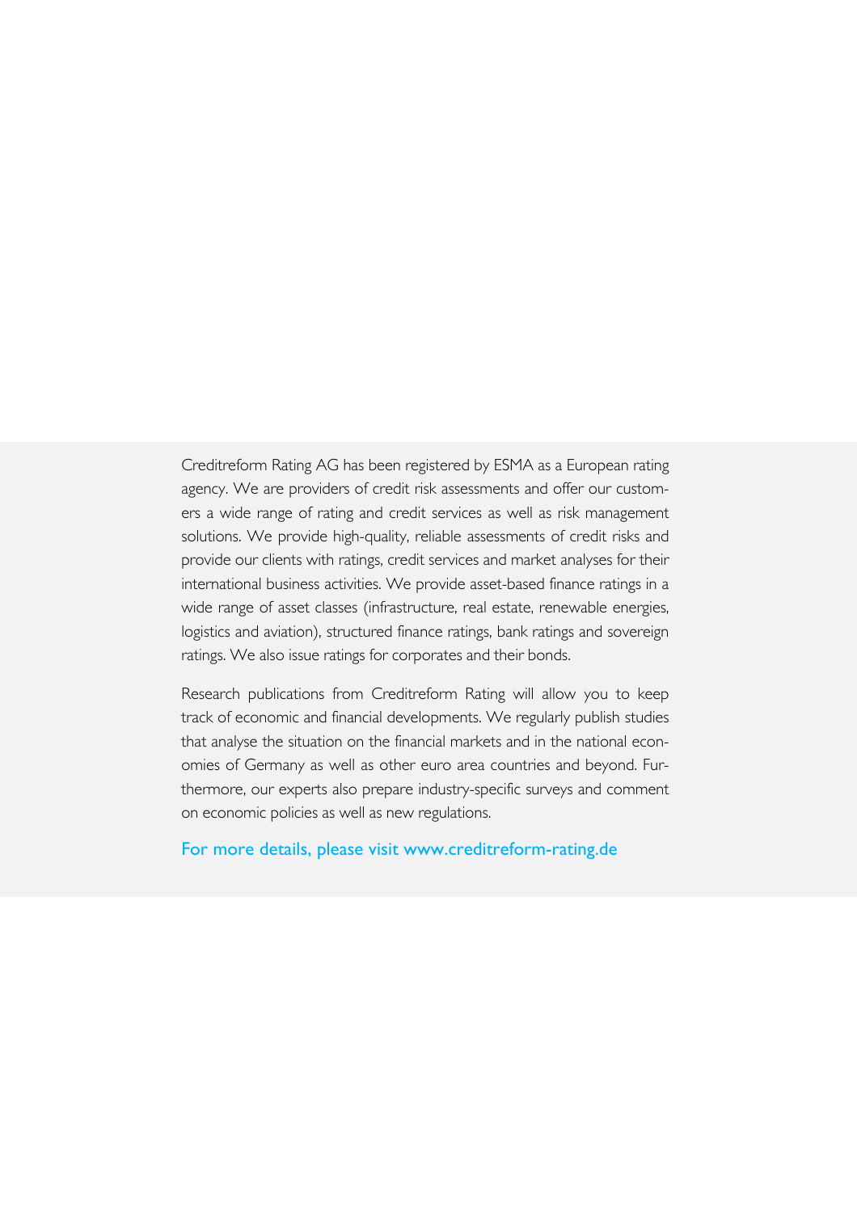Creditreform Rating AG has been registered by ESMA as a European rating agency. We are providers of credit risk assessments and offer our customers a wide range of rating and credit services as well as risk management solutions. We provide high-quality, reliable assessments of credit risks and provide our clients with ratings, credit services and market analyses for their international business activities. We provide asset-based finance ratings in a wide range of asset classes (infrastructure, real estate, renewable energies, logistics and aviation), structured finance ratings, bank ratings and sovereign ratings. We also issue ratings for corporates and their bonds.

Research publications from Creditreform Rating will allow you to keep track of economic and financial developments. We regularly publish studies that analyse the situation on the financial markets and in the national economies of Germany as well as other euro area countries and beyond. Furthermore, our experts also prepare industry-specific surveys and comment on economic policies as well as new regulations.

For more details, please visit www.creditreform-rating.de